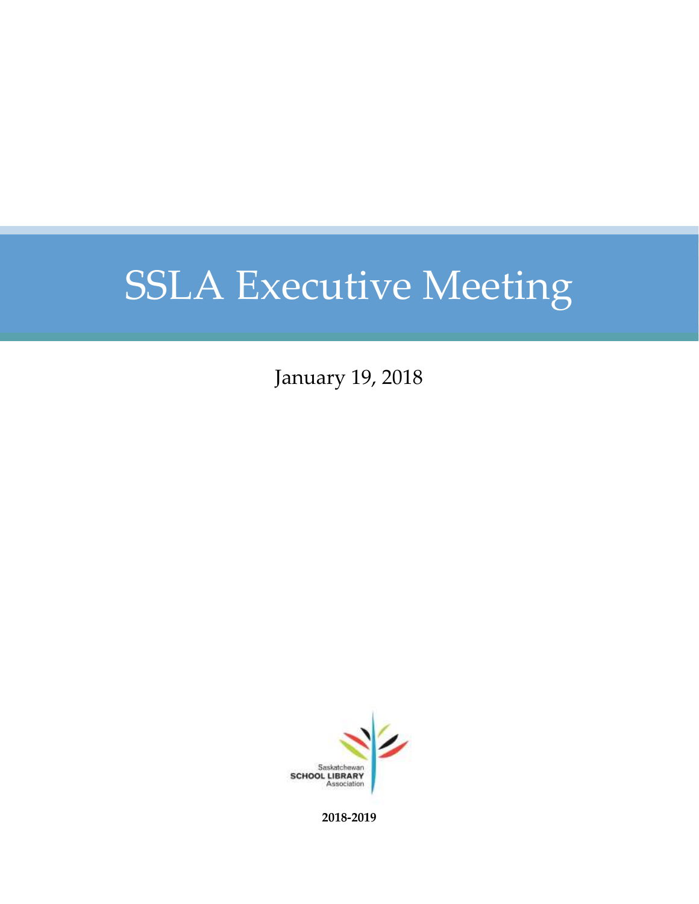# SSLA Executive Meeting

January 19, 2018

Saskatchewan
SCHOOL LIBRARY
Association

**2018-2019**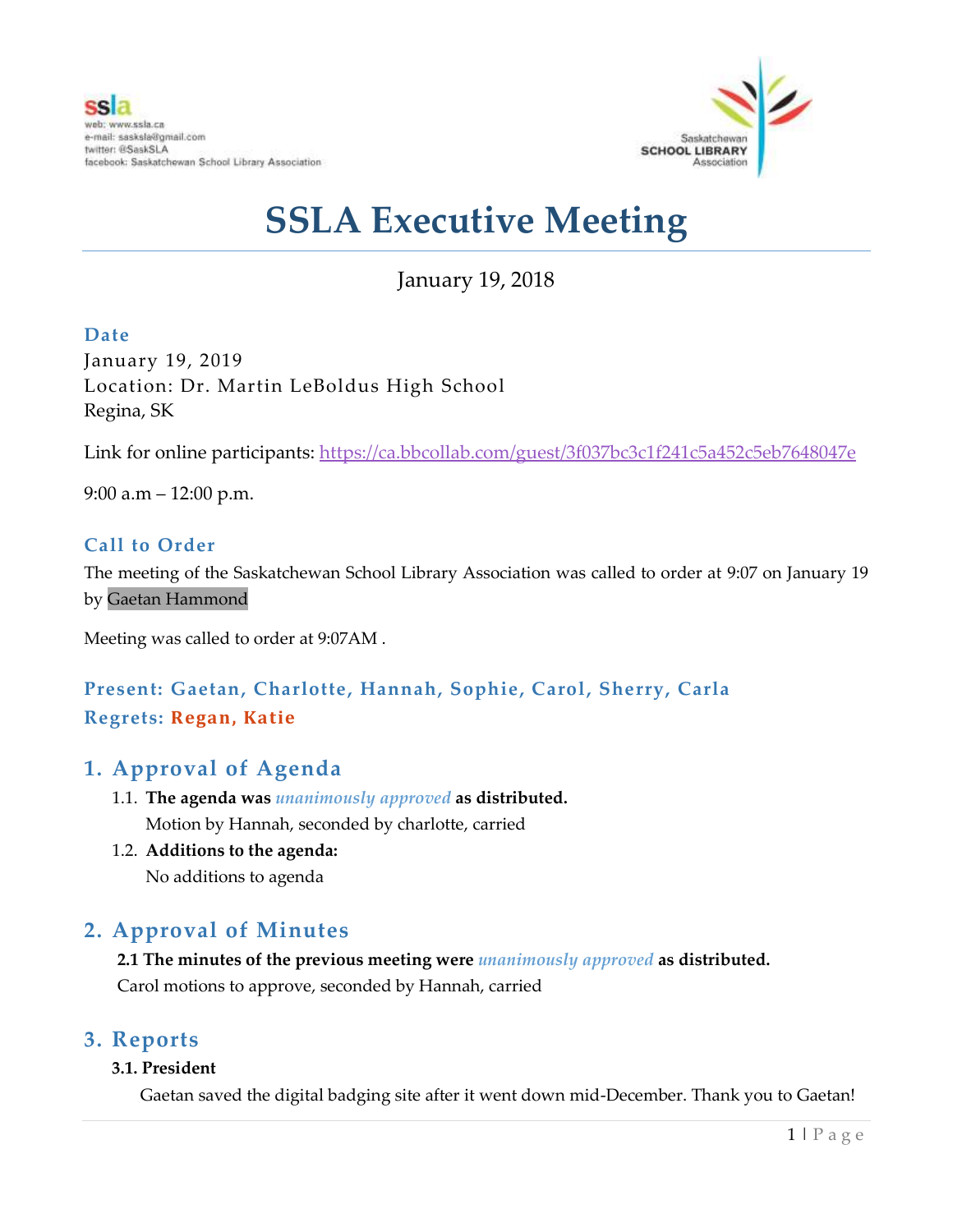ssla
web: www.ssla.ca
e-mail: sasksla@gmail.com
twitter: @SaskSLA
facebook: Saskatchewan School Library Association

Saskatchewan SCHOOL LIBRARY Association

# SSLA Executive Meeting

January 19, 2018

### Date

January 19, 2019
Location: Dr. Martin LeBoldus High School
Regina, SK

Link for online participants: https://ca.bbcollab.com/guest/3f037bc3c1f241c5a452c5eb7648047e

9:00 a.m – 12:00 p.m.

### Call to Order

The meeting of the Saskatchewan School Library Association was called to order at 9:07 on January 19 by Gaetan Hammond

Meeting was called to order at 9:07AM .

### Present: Gaetan, Charlotte, Hannah, Sophie, Carol, Sherry, Carla
### Regets: Regan, Katie

## 1. Approval of Agenda

1.1. **The agenda was *unanimously approved* as distributed.**
Motion by Hannah, seconded by charlotte, carried

1.2. **Additions to the agenda:**
No additions to agenda

## 2. Approval of Minutes

**2.1 The minutes of the previous meeting were *unanimously approved* as distributed.**
Carol motions to approve, seconded by Hannah, carried

## 3. Reports

**3.1. President**

Gaetan saved the digital badging site after it went down mid-December. Thank you to Gaetan!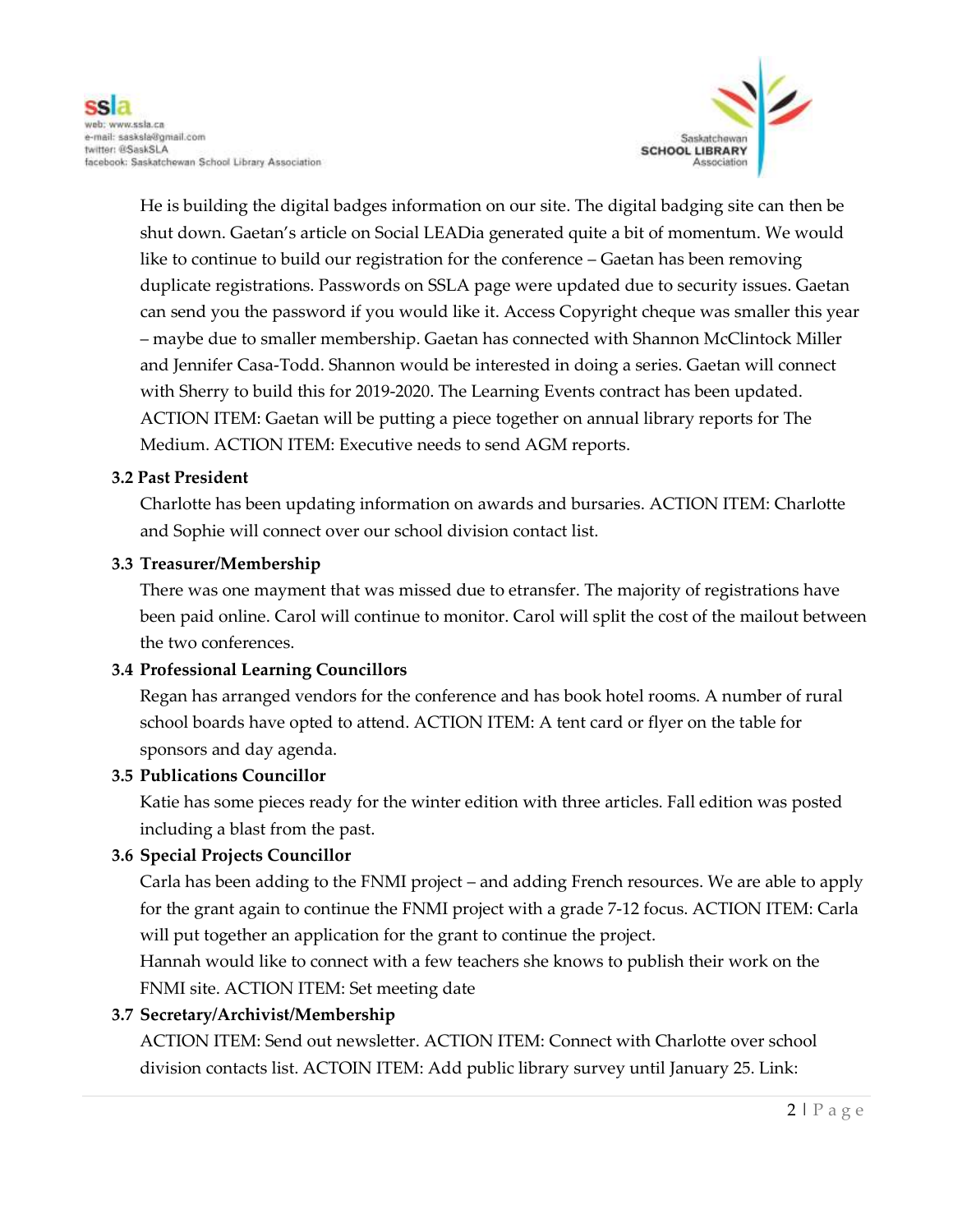He is building the digital badges information on our site. The digital badging site can then be shut down. Gaetan's article on Social LEADia generated quite a bit of momentum. We would like to continue to build our registration for the conference – Gaetan has been removing duplicate registrations. Passwords on SSLA page were updated due to security issues. Gaetan can send you the password if you would like it. Access Copyright cheque was smaller this year – maybe due to smaller membership. Gaetan has connected with Shannon McClintock Miller and Jennifer Casa-Todd. Shannon would be interested in doing a series. Gaetan will connect with Sherry to build this for 2019-2020. The Learning Events contract has been updated. ACTION ITEM: Gaetan will be putting a piece together on annual library reports for The Medium. ACTION ITEM: Executive needs to send AGM reports.

**3.2 Past President**

Charlotte has been updating information on awards and bursaries. ACTION ITEM: Charlotte and Sophie will connect over our school division contact list.

**3.3 Treasurer/Membership**

There was one mayment that was missed due to etransfer. The majority of registrations have been paid online. Carol will continue to monitor. Carol will split the cost of the mailout between the two conferences.

**3.4 Professional Learning Councillors**

Regan has arranged vendors for the conference and has book hotel rooms. A number of rural school boards have opted to attend. ACTION ITEM: A tent card or flyer on the table for sponsors and day agenda.

**3.5 Publications Councillor**

Katie has some pieces ready for the winter edition with three articles. Fall edition was posted including a blast from the past.

**3.6 Special Projects Councillor**

Carla has been adding to the FNMI project – and adding French resources. We are able to apply for the grant again to continue the FNMI project with a grade 7-12 focus. ACTION ITEM: Carla will put together an application for the grant to continue the project.

Hannah would like to connect with a few teachers she knows to publish their work on the FNMI site. ACTION ITEM: Set meeting date

**3.7 Secretary/Archivist/Membership**

ACTION ITEM: Send out newsletter. ACTION ITEM: Connect with Charlotte over school division contacts list. ACTOIN ITEM: Add public library survey until January 25. Link: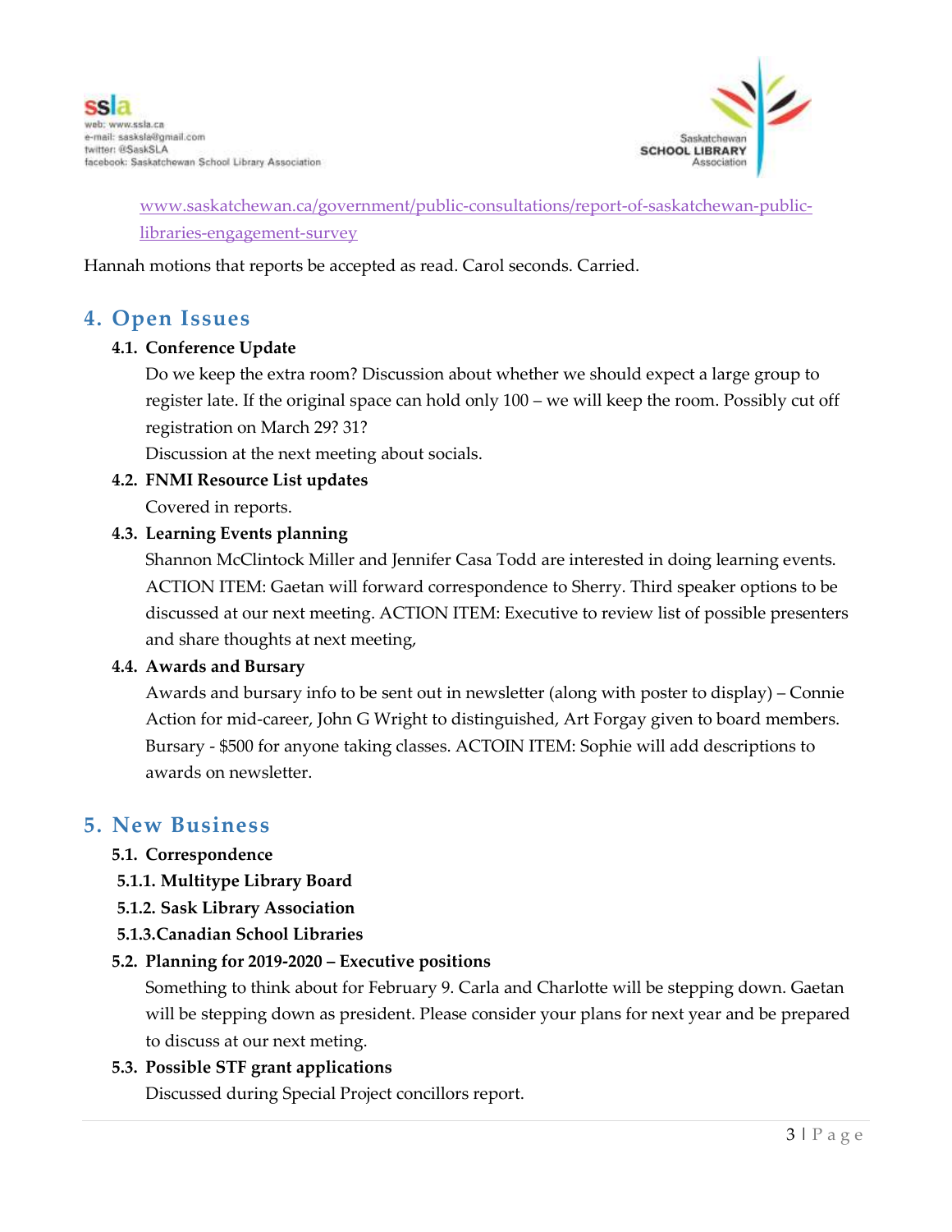[www.saskatchewan.ca/government/public-consultations/report-of-saskatchewan-public-libraries-engagement-survey](http://www.saskatchewan.ca/government/public-consultations/report-of-saskatchewan-public-libraries-engagement-survey)

Hannah motions that reports be accepted as read. Carol seconds. Carried.

## 4. Open Issues

**4.1. Conference Update**

Do we keep the extra room? Discussion about whether we should expect a large group to register late. If the original space can hold only 100 – we will keep the room. Possibly cut off registration on March 29? 31?

Discussion at the next meeting about socials.

**4.2. FNMI Resource List updates**

Covered in reports.

**4.3. Learning Events planning**

Shannon McClintock Miller and Jennifer Casa Todd are interested in doing learning events. ACTION ITEM: Gaetan will forward correspondence to Sherry. Third speaker options to be discussed at our next meeting. ACTION ITEM: Executive to review list of possible presenters and share thoughts at next meeting,

**4.4. Awards and Bursary**

Awards and bursary info to be sent out in newsletter (along with poster to display) – Connie Action for mid-career, John G Wright to distinguished, Art Forgay given to board members. Bursary - $500 for anyone taking classes. ACTOIN ITEM: Sophie will add descriptions to awards on newsletter.

## 5. New Business

**5.1. Correspondence**

**5.1.1. Multitype Library Board**

**5.1.2. Sask Library Association**

**5.1.3.Canadian School Libraries**

**5.2. Planning for 2019-2020 – Executive positions**

Something to think about for February 9. Carla and Charlotte will be stepping down. Gaetan will be stepping down as president. Please consider your plans for next year and be prepared to discuss at our next meting.

**5.3. Possible STF grant applications**

Discussed during Special Project concillors report.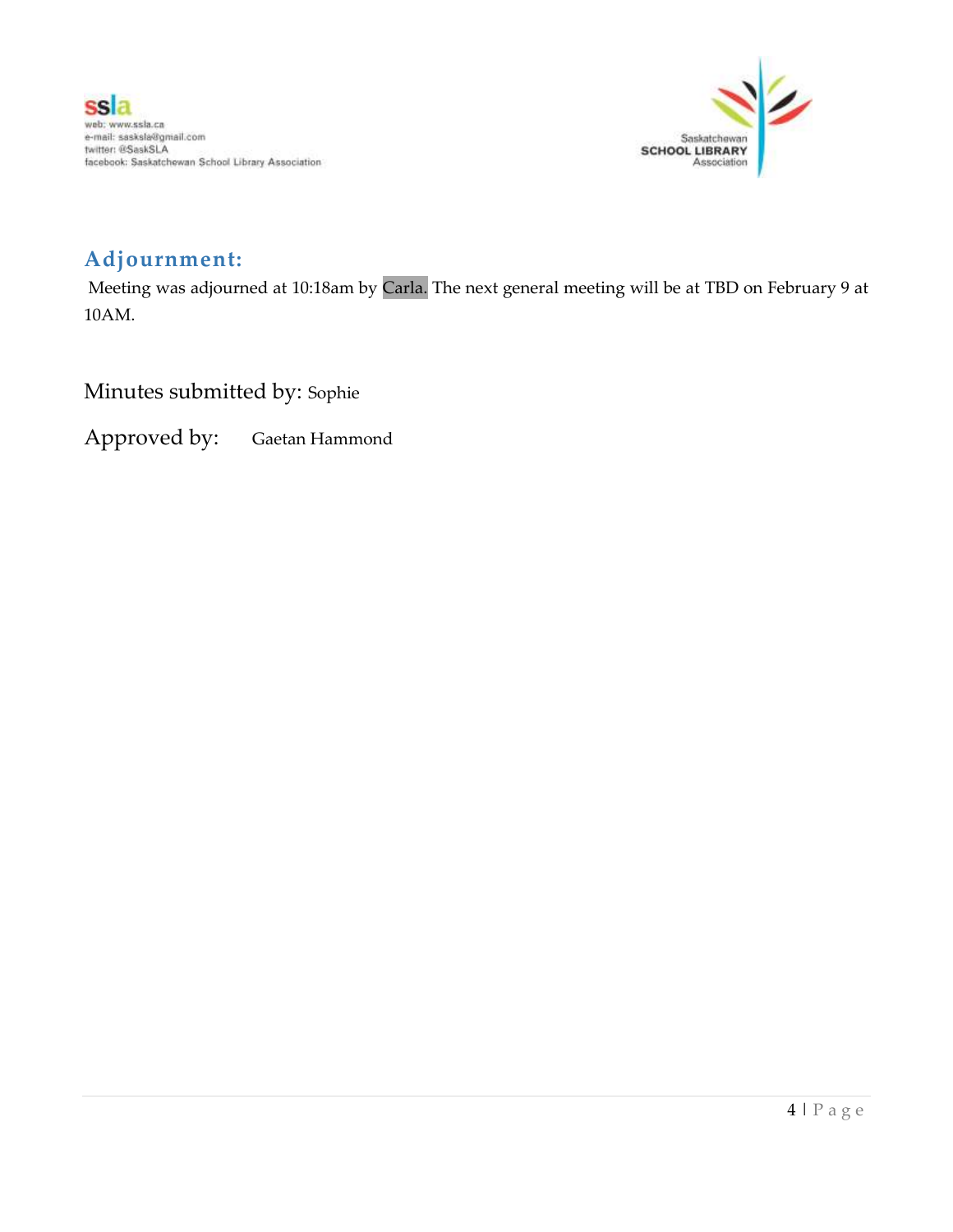## Adjournment:

Meeting was adjourned at 10:18am by Carla. The next general meeting will be at TBD on February 9 at 10AM.

Minutes submitted by: Sophie

Approved by: Gaetan Hammond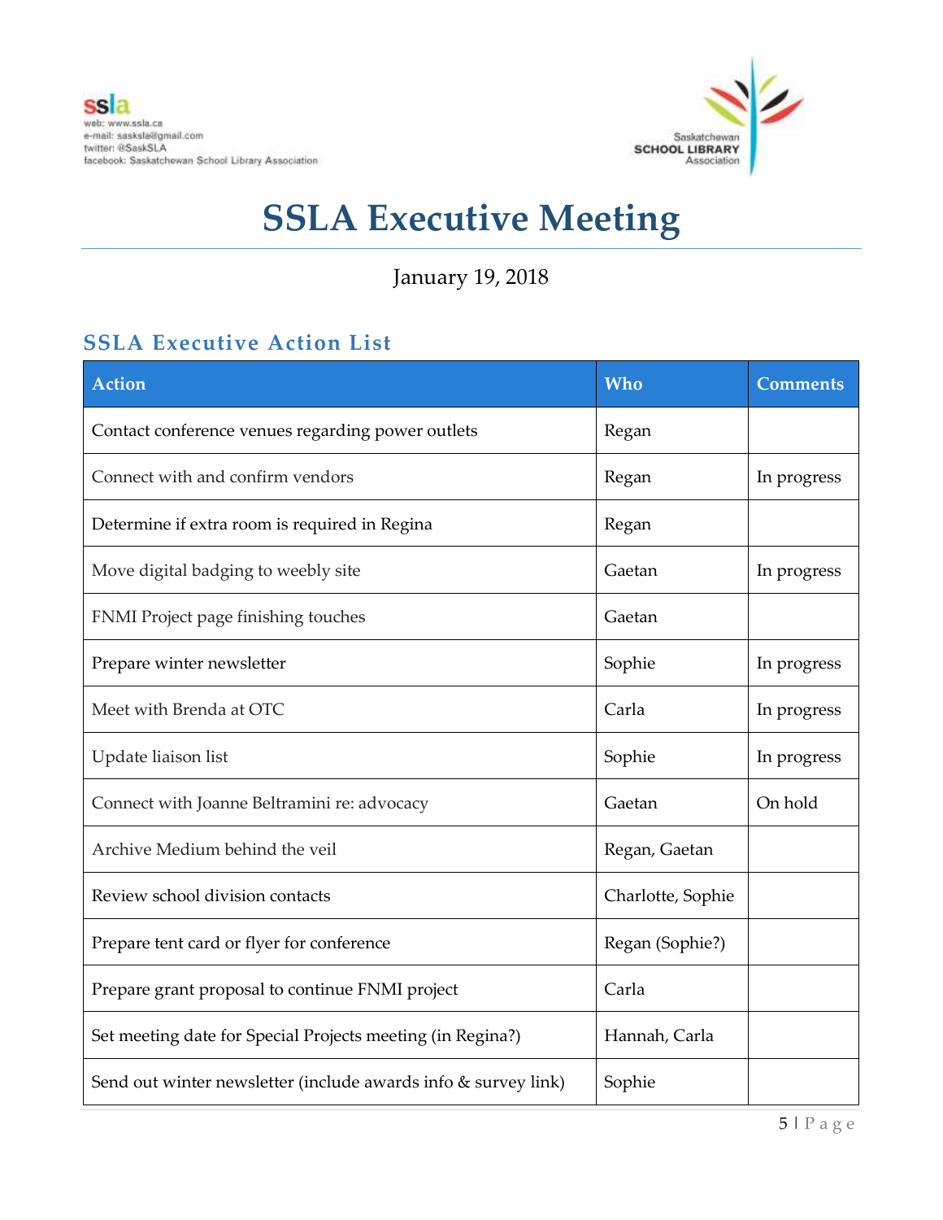ssla
web: www.ssla.ca
e-mail: sasksla@gmail.com
twitter: @SaskSLA
facebook: Saskatchewan School Library Association

Saskatchewan SCHOOL LIBRARY Association

# SSLA Executive Meeting

January 19, 2018

## SSLA Executive Action List

| Action | Who | Comments |
|---|---|---|
| Contact conference venues regarding power outlets | Regan | |
| Connect with and confirm vendors | Regan | In progress |
| Determine if extra room is required in Regina | Regan | |
| Move digital badging to weebly site | Gaetan | In progress |
| FNMI Project page finishing touches | Gaetan | |
| Prepare winter newsletter | Sophie | In progress |
| Meet with Brenda at OTC | Carla | In progress |
| Update liaison list | Sophie | In progress |
| Connect with Joanne Beltramini re: advocacy | Gaetan | On hold |
| Archive Medium behind the veil | Regan, Gaetan | |
| Review school division contacts | Charlotte, Sophie | |
| Prepare tent card or flyer for conference | Regan (Sophie?) | |
| Prepare grant proposal to continue FNMI project | Carla | |
| Set meeting date for Special Projects meeting (in Regina?) | Hannah, Carla | |
| Send out winter newsletter (include awards info & survey link) | Sophie | |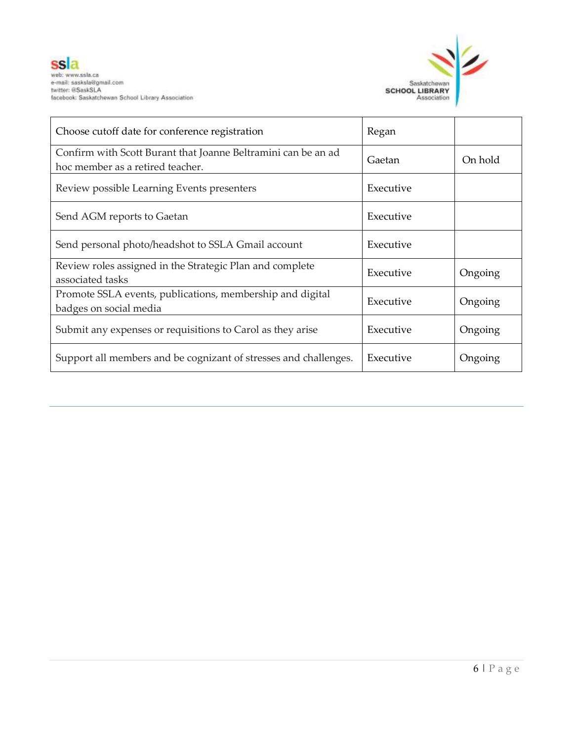| Choose cutoff date for conference registration | Regan | |
| --- | --- | --- |
| Confirm with Scott Burant that Joanne Beltramini can be an ad hoc member as a retired teacher. | Gaetan | On hold |
| Review possible Learning Events presenters | Executive | |
| Send AGM reports to Gaetan | Executive | |
| Send personal photo/headshot to SSLA Gmail account | Executive | |
| Review roles assigned in the Strategic Plan and complete associated tasks | Executive | Ongoing |
| Promote SSLA events, publications, membership and digital badges on social media | Executive | Ongoing |
| Submit any expenses or requisitions to Carol as they arise | Executive | Ongoing |
| Support all members and be cognizant of stresses and challenges. | Executive | Ongoing |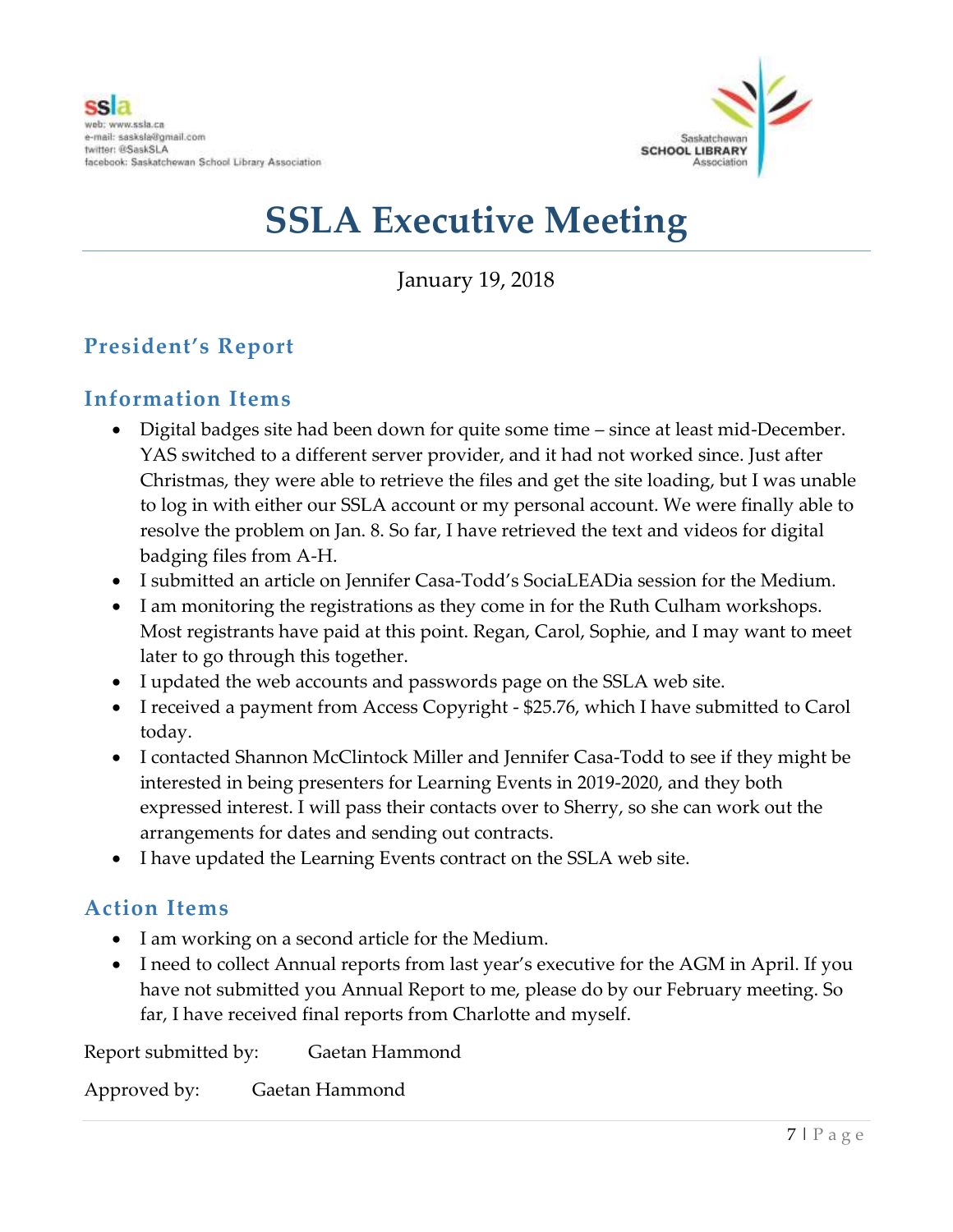ssla
web: www.ssla.ca
e-mail: sasksla@gmail.com
twitter: @SaskSLA
facebook: Saskatchewan School Library Association

Saskatchewan SCHOOL LIBRARY Association

# SSLA Executive Meeting

January 19, 2018

## President's Report

## Information Items

- Digital badges site had been down for quite some time – since at least mid-December. YAS switched to a different server provider, and it had not worked since. Just after Christmas, they were able to retrieve the files and get the site loading, but I was unable to log in with either our SSLA account or my personal account. We were finally able to resolve the problem on Jan. 8. So far, I have retrieved the text and videos for digital badging files from A-H.
- I submitted an article on Jennifer Casa-Todd's SociaLEADia session for the Medium.
- I am monitoring the registrations as they come in for the Ruth Culham workshops. Most registrants have paid at this point. Regan, Carol, Sophie, and I may want to meet later to go through this together.
- I updated the web accounts and passwords page on the SSLA web site.
- I received a payment from Access Copyright - $25.76, which I have submitted to Carol today.
- I contacted Shannon McClintock Miller and Jennifer Casa-Todd to see if they might be interested in being presenters for Learning Events in 2019-2020, and they both expressed interest. I will pass their contacts over to Sherry, so she can work out the arrangements for dates and sending out contracts.
- I have updated the Learning Events contract on the SSLA web site.

## Action Items

- I am working on a second article for the Medium.
- I need to collect Annual reports from last year's executive for the AGM in April. If you have not submitted you Annual Report to me, please do by our February meeting. So far, I have received final reports from Charlotte and myself.

Report submitted by: Gaetan Hammond

Approved by: Gaetan Hammond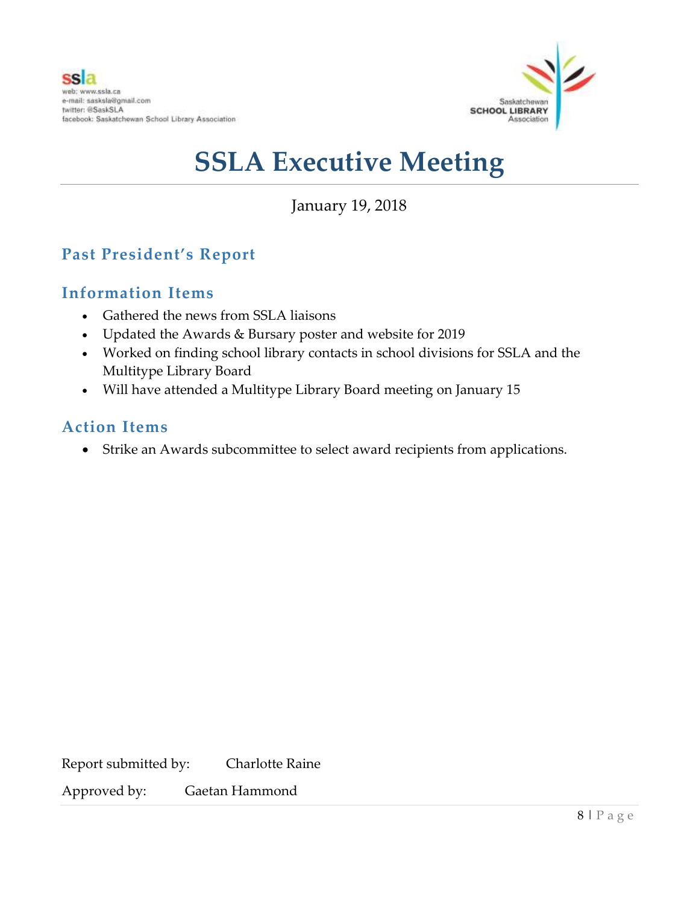ssla
web: www.ssla.ca
e-mail: sasksla@gmail.com
twitter: @SaskSLA
facebook: Saskatchewan School Library Association

Saskatchewan SCHOOL LIBRARY Association

# SSLA Executive Meeting

January 19, 2018

## Past President's Report

### Information Items

- Gathered the news from SSLA liaisons
- Updated the Awards & Bursary poster and website for 2019
- Worked on finding school library contacts in school divisions for SSLA and the Multitype Library Board
- Will have attended a Multitype Library Board meeting on January 15

### Action Items

- Strike an Awards subcommittee to select award recipients from applications.

Report submitted by: Charlotte Raine

Approved by: Gaetan Hammond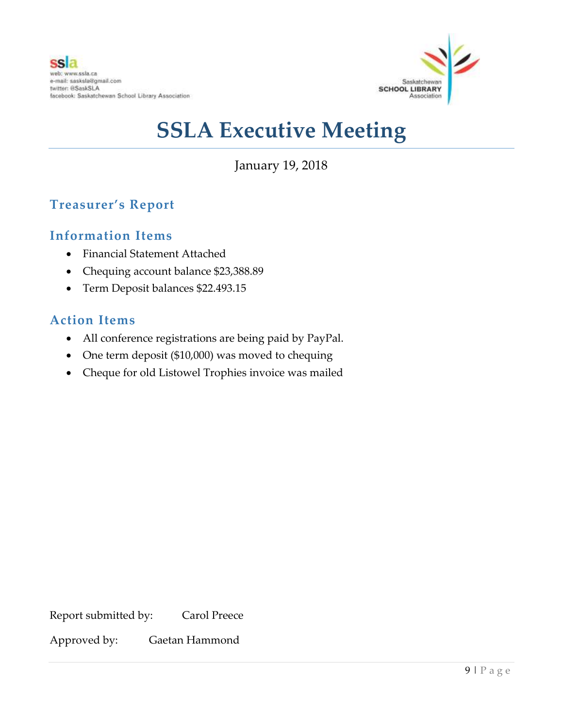ssla
web: www.ssla.ca
e-mail: sasksla@gmail.com
twitter: @SaskSLA
facebook: Saskatchewan School Library Association

Saskatchewan
SCHOOL LIBRARY
Association

# SSLA Executive Meeting

January 19, 2018

## Treasurer's Report

## Information Items

- Financial Statement Attached
- Chequing account balance $23,388.89
- Term Deposit balances $22.493.15

## Action Items

- All conference registrations are being paid by PayPal.
- One term deposit ($10,000) was moved to chequing
- Cheque for old Listowel Trophies invoice was mailed

Report submitted by: Carol Preece

Approved by: Gaetan Hammond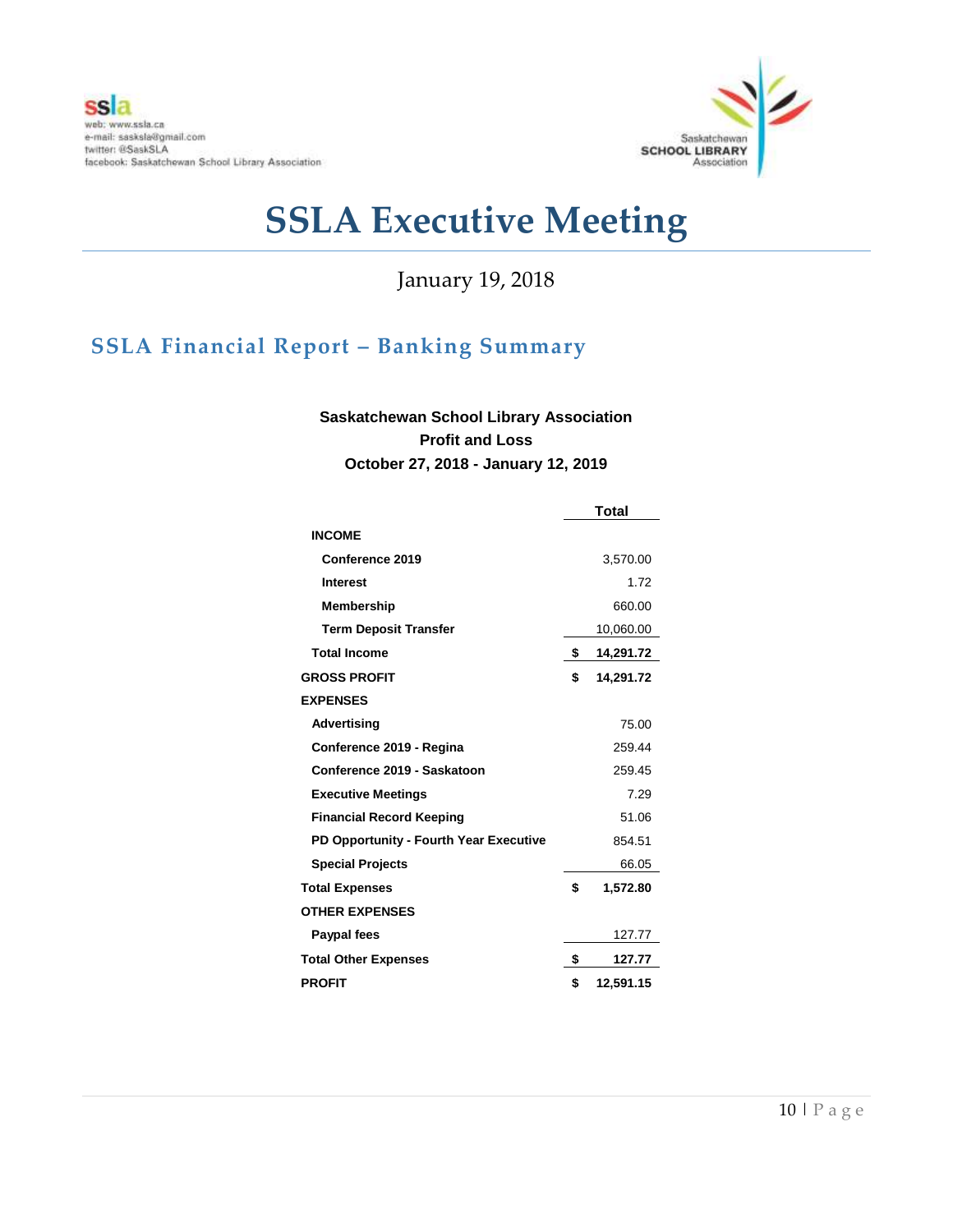ssla
web: www.ssla.ca
e-mail: sasksla@gmail.com
twitter: @SaskSLA
facebook: Saskatchewan School Library Association

Saskatchewan SCHOOL LIBRARY Association

# SSLA Executive Meeting

January 19, 2018

## SSLA Financial Report – Banking Summary

**Saskatchewan School Library Association**
**Profit and Loss**
**October 27, 2018 - January 12, 2019**

| | Total |
|---|---|
| **INCOME** | |
| **Conference 2019** | 3,570.00 |
| **Interest** | 1.72 |
| **Membership** | 660.00 |
| **Term Deposit Transfer** | 10,060.00 |
| **Total Income** | **$ 14,291.72** |
| **GROSS PROFIT** | **$ 14,291.72** |
| **EXPENSES** | |
| **Advertising** | 75.00 |
| **Conference 2019 - Regina** | 259.44 |
| **Conference 2019 - Saskatoon** | 259.45 |
| **Executive Meetings** | 7.29 |
| **Financial Record Keeping** | 51.06 |
| **PD Opportunity - Fourth Year Executive** | 854.51 |
| **Special Projects** | 66.05 |
| **Total Expenses** | **$ 1,572.80** |
| **OTHER EXPENSES** | |
| **Paypal fees** | 127.77 |
| **Total Other Expenses** | **$ 127.77** |
| **PROFIT** | **$ 12,591.15** |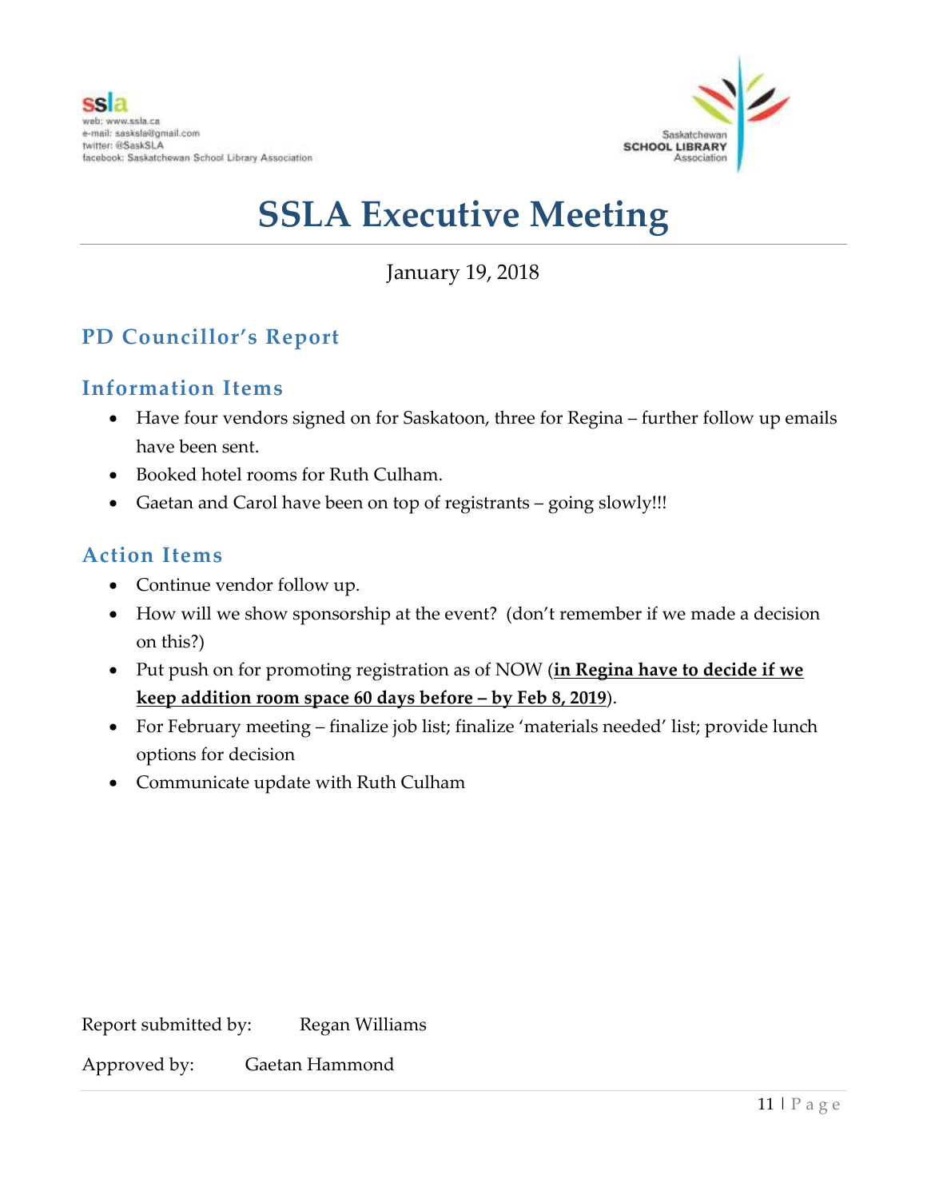ssla
web: www.ssla.ca
e-mail: sasksla@gmail.com
twitter: @SaskSLA
facebook: Saskatchewan School Library Association

Saskatchewan SCHOOL LIBRARY Association

# SSLA Executive Meeting

January 19, 2018

## PD Councillor's Report

### Information Items

- Have four vendors signed on for Saskatoon, three for Regina – further follow up emails have been sent.
- Booked hotel rooms for Ruth Culham.
- Gaetan and Carol have been on top of registrants – going slowly!!!

### Action Items

- Continue vendor follow up.
- How will we show sponsorship at the event? (don't remember if we made a decision on this?)
- Put push on for promoting registration as of NOW (**in Regina have to decide if we keep addition room space 60 days before – by Feb 8, 2019**).
- For February meeting – finalize job list; finalize 'materials needed' list; provide lunch options for decision
- Communicate update with Ruth Culham

Report submitted by: Regan Williams

Approved by: Gaetan Hammond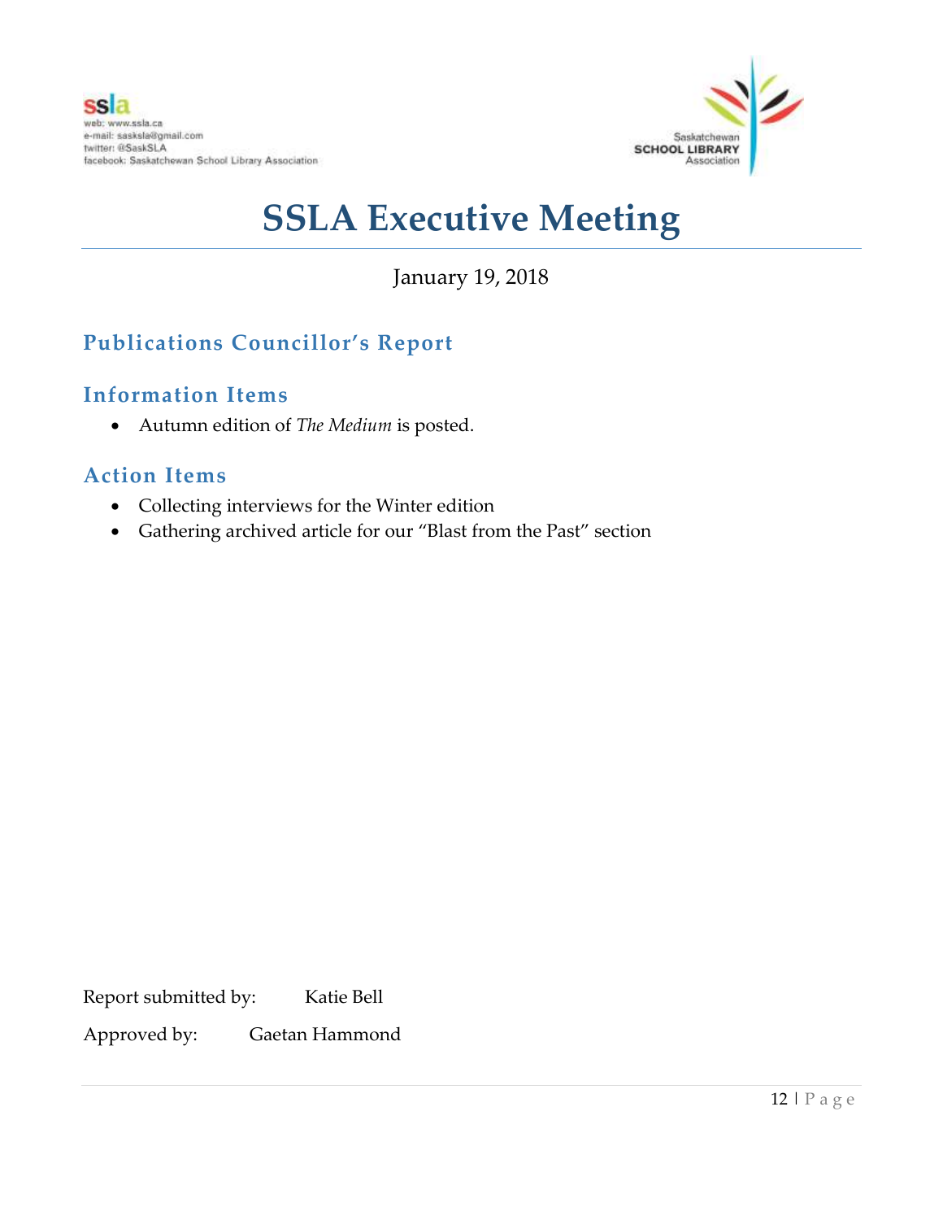ssla
web: www.ssla.ca
e-mail: sasksla@gmail.com
twitter: @SaskSLA
facebook: Saskatchewan School Library Association

Saskatchewan SCHOOL LIBRARY Association

# SSLA Executive Meeting

January 19, 2018

## Publications Councillor's Report

### Information Items

- Autumn edition of *The Medium* is posted.

### Action Items

- Collecting interviews for the Winter edition
- Gathering archived article for our "Blast from the Past" section

Report submitted by: Katie Bell

Approved by: Gaetan Hammond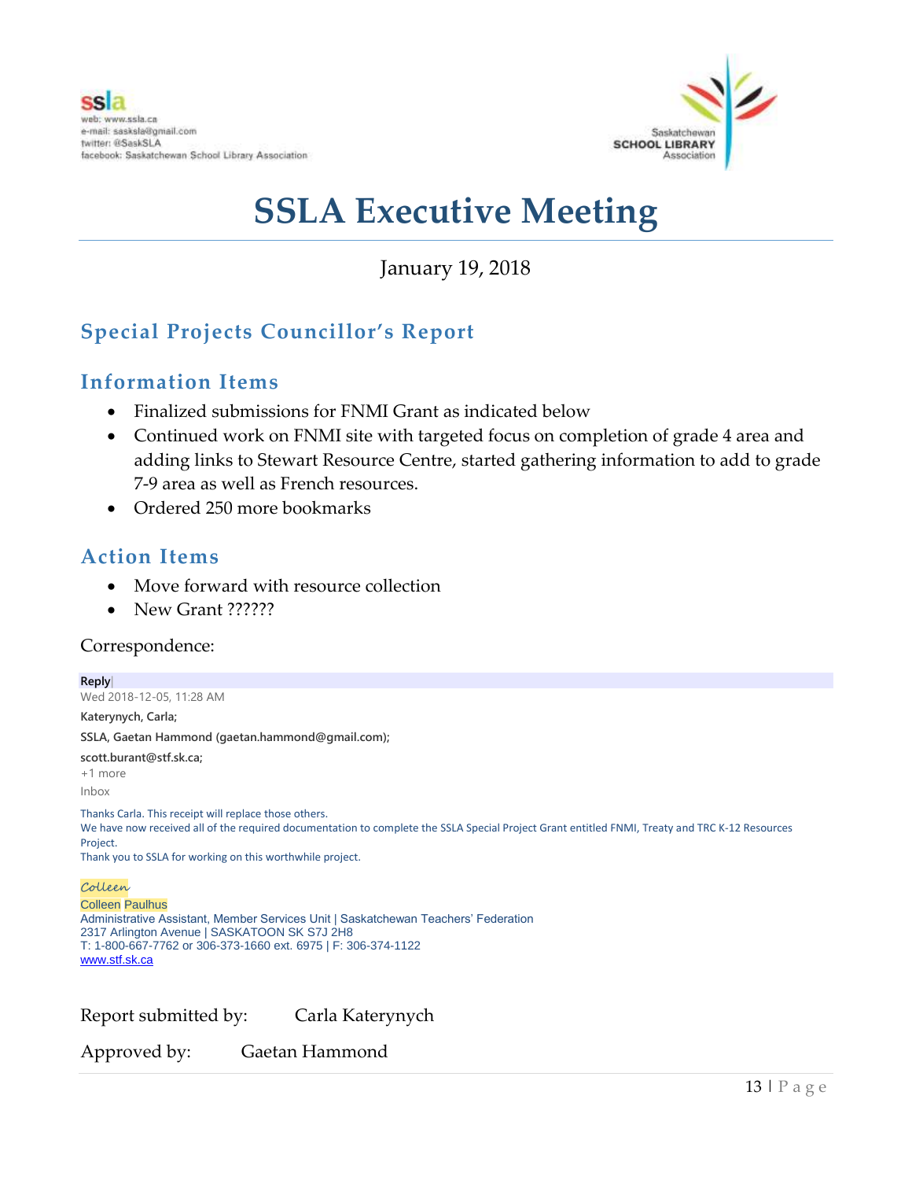ssla
web: www.ssla.ca
e-mail: sasksla@gmail.com
twitter: @SaskSLA
facebook: Saskatchewan School Library Association

Saskatchewan SCHOOL LIBRARY Association

# SSLA Executive Meeting

January 19, 2018

## Special Projects Councillor's Report

## Information Items

- Finalized submissions for FNMI Grant as indicated below
- Continued work on FNMI site with targeted focus on completion of grade 4 area and adding links to Stewart Resource Centre, started gathering information to add to grade 7-9 area as well as French resources.
- Ordered 250 more bookmarks

## Action Items

- Move forward with resource collection
- New Grant ??????

Correspondence:

**Reply**
Wed 2018-12-05, 11:28 AM
**Katerynych, Carla;**
**SSLA, Gaetan Hammond (gaetan.hammond@gmail.com);**
**scott.burant@stf.sk.ca;**
+1 more
Inbox

Thanks Carla. This receipt will replace those others.
We have now received all of the required documentation to complete the SSLA Special Project Grant entitled FNMI, Treaty and TRC K-12 Resources Project.
Thank you to SSLA for working on this worthwhile project.

*Colleen*
Colleen Paulhus
Administrative Assistant, Member Services Unit | Saskatchewan Teachers' Federation
2317 Arlington Avenue | SASKATOON SK S7J 2H8
T: 1-800-667-7762 or 306-373-1660 ext. 6975 | F: 306-374-1122
www.stf.sk.ca

Report submitted by: Carla Katerynych

Approved by: Gaetan Hammond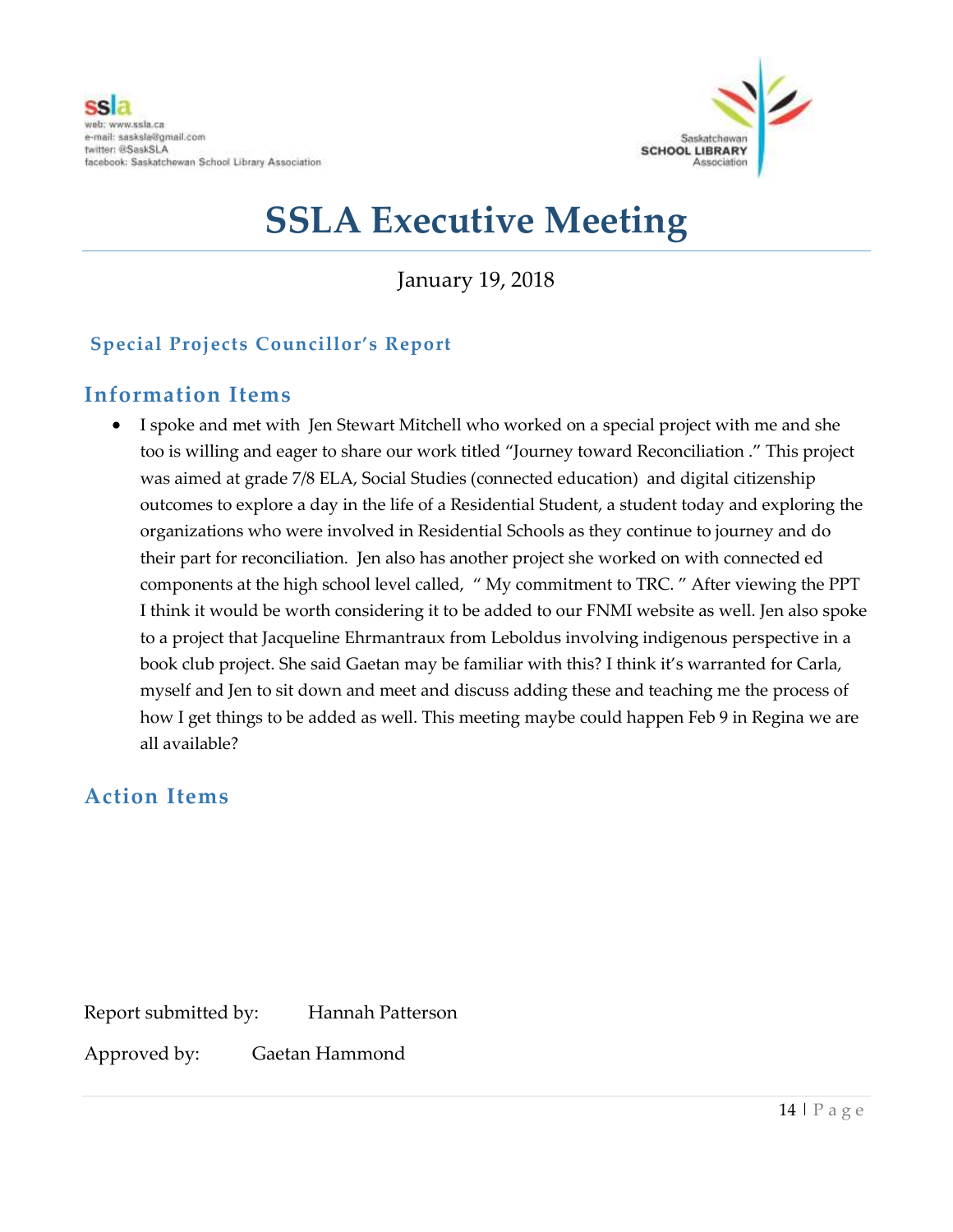ssla
web: www.ssla.ca
e-mail: sasksla@gmail.com
twitter: @SaskSLA
facebook: Saskatchewan School Library Association

Saskatchewan SCHOOL LIBRARY Association

# SSLA Executive Meeting

January 19, 2018

### Special Projects Councillor's Report

## Information Items

- I spoke and met with Jen Stewart Mitchell who worked on a special project with me and she too is willing and eager to share our work titled "Journey toward Reconciliation ." This project was aimed at grade 7/8 ELA, Social Studies (connected education) and digital citizenship outcomes to explore a day in the life of a Residential Student, a student today and exploring the organizations who were involved in Residential Schools as they continue to journey and do their part for reconciliation. Jen also has another project she worked on with connected ed components at the high school level called, " My commitment to TRC. " After viewing the PPT I think it would be worth considering it to be added to our FNMI website as well. Jen also spoke to a project that Jacqueline Ehrmantraux from Leboldus involving indigenous perspective in a book club project. She said Gaetan may be familiar with this? I think it's warranted for Carla, myself and Jen to sit down and meet and discuss adding these and teaching me the process of how I get things to be added as well. This meeting maybe could happen Feb 9 in Regina we are all available?

## Action Items

Report submitted by: Hannah Patterson

Approved by: Gaetan Hammond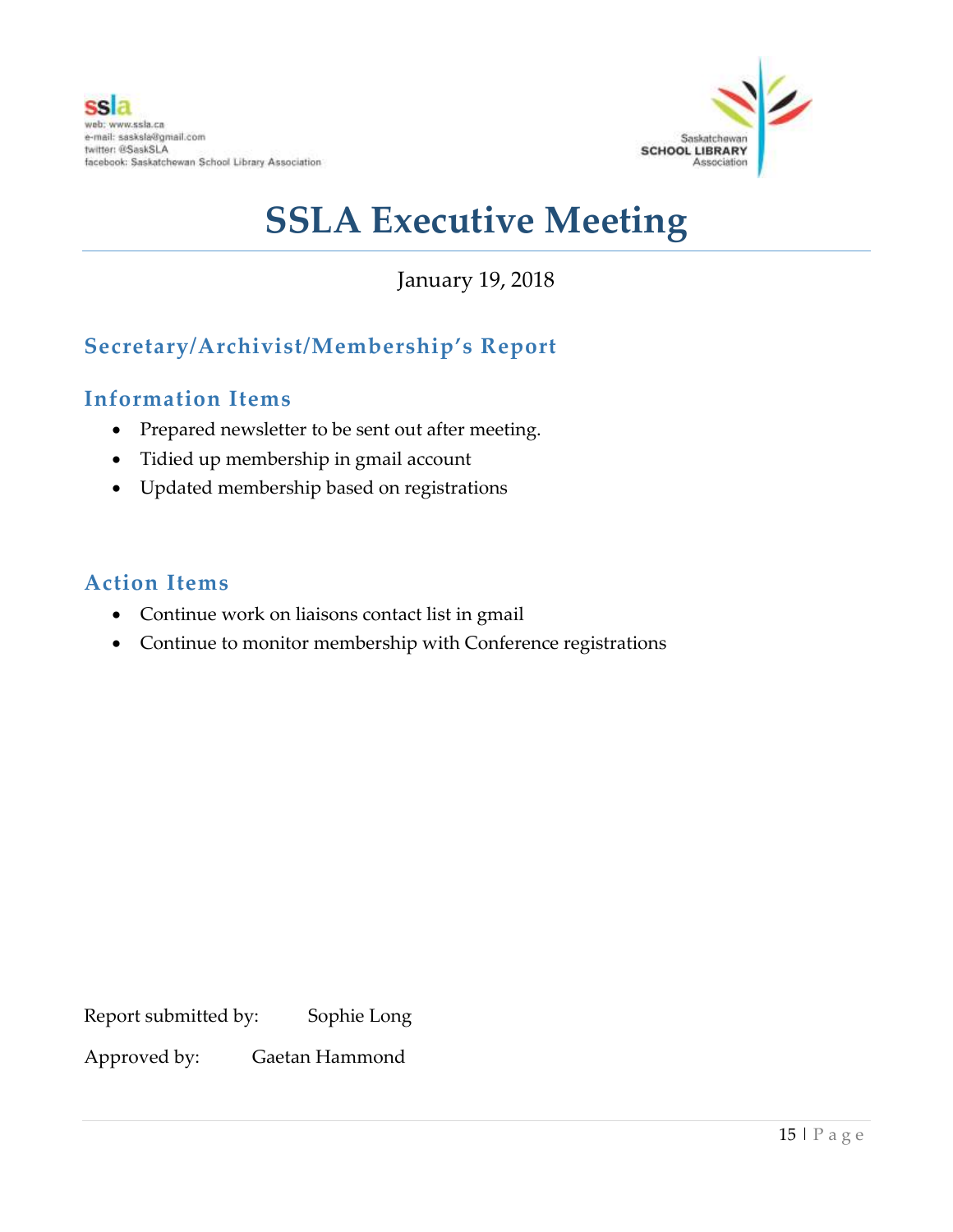ssla
web: www.ssla.ca
e-mail: sasksla@gmail.com
twitter: @SaskSLA
facebook: Saskatchewan School Library Association

Saskatchewan SCHOOL LIBRARY Association

# SSLA Executive Meeting

January 19, 2018

## Secretary/Archivist/Membership's Report

### Information Items

- Prepared newsletter to be sent out after meeting.
- Tidied up membership in gmail account
- Updated membership based on registrations

### Action Items

- Continue work on liaisons contact list in gmail
- Continue to monitor membership with Conference registrations

Report submitted by: Sophie Long

Approved by: Gaetan Hammond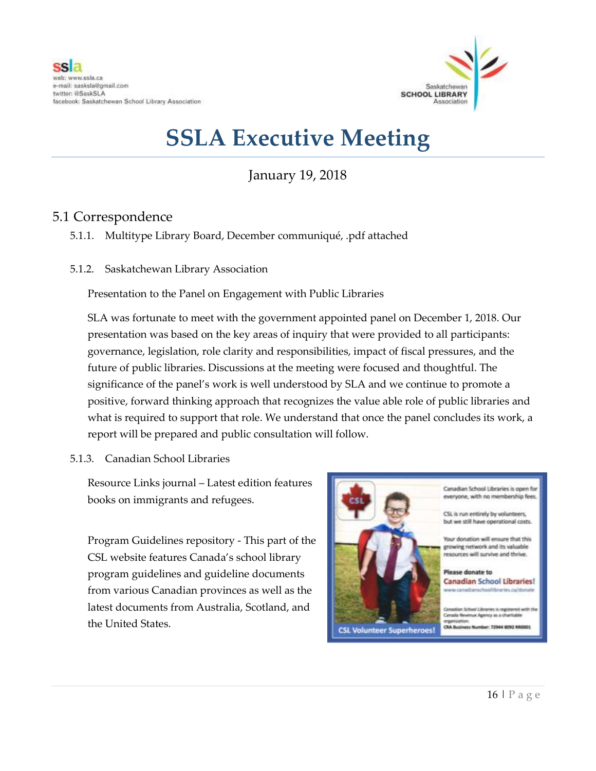ssla
web: www.ssla.ca
e-mail: sasksla@gmail.com
twitter: @SaskSLA
facebook: Saskatchewan School Library Association

Saskatchewan SCHOOL LIBRARY Association

# SSLA Executive Meeting

January 19, 2018

## 5.1 Correspondence

5.1.1. Multitype Library Board, December communiqué, .pdf attached

5.1.2. Saskatchewan Library Association

Presentation to the Panel on Engagement with Public Libraries

SLA was fortunate to meet with the government appointed panel on December 1, 2018. Our presentation was based on the key areas of inquiry that were provided to all participants: governance, legislation, role clarity and responsibilities, impact of fiscal pressures, and the future of public libraries. Discussions at the meeting were focused and thoughtful. The significance of the panel's work is well understood by SLA and we continue to promote a positive, forward thinking approach that recognizes the value able role of public libraries and what is required to support that role. We understand that once the panel concludes its work, a report will be prepared and public consultation will follow.

5.1.3. Canadian School Libraries

Resource Links journal – Latest edition features books on immigrants and refugees.

Program Guidelines repository - This part of the CSL website features Canada's school library program guidelines and guideline documents from various Canadian provinces as well as the latest documents from Australia, Scotland, and the United States.

CSL

CSL Volunteer Superheroes!

Canadian School Libraries is open for everyone, with no membership fees.

CSL is run entirely by volunteers, but we still have operational costs.

Your donation will ensure that this growing network and its valuable resources will survive and thrive.

**Please donate to Canadian School Libraries!**
www.canadianschoollibraries.ca/donate

Canadian School Libraries is registered with the Canada Revenue Agency as a charitable organization.
**CRA Business Number: 72944 8092 RR0001**